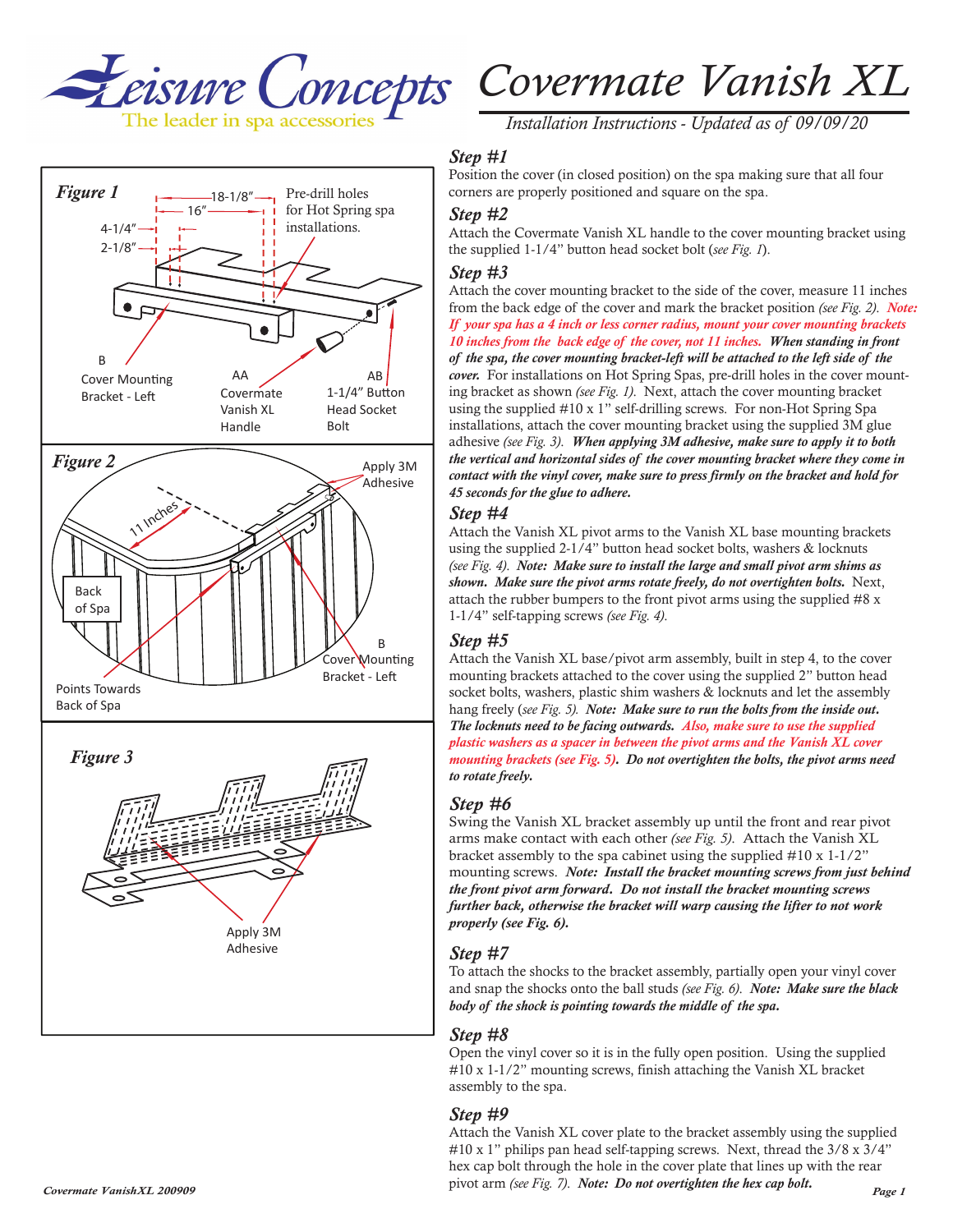# Covermate Vanish XL

*Installation Instructions - Updated as of 09/09/20*

**Figure 1**

18-1/8″ 16″ 4-1/4″ 2-1/8″

Pre-drill holes for Hot Spring spa installations.

B Cover Mounting Bracket - Left

AA Covermate Vanish XL Handle

AB 1-1/4″ Button Head Socket Bolt

**Figure 2**

11 Inches

Apply 3M Adhesive

Back of Spa

B Cover Mounting Bracket - Left

Points Towards Back of Spa

**Figure 3**

Apply 3M Adhesive

### Step #1

Position the cover (in closed position) on the spa making sure that all four corners are properly positioned and square on the spa.

### Step #2

Attach the Covermate Vanish XL handle to the cover mounting bracket using the supplied 1-1/4" button head socket bolt (*see Fig. 1*).

### Step #3

Attach the cover mounting bracket to the side of the cover, measure 11 inches from the back edge of the cover and mark the bracket position *(see Fig. 2)*. ***Note: If your spa has a 4 inch or less corner radius, mount your cover mounting brackets 10 inches from the back edge of the cover, not 11 inches.*** ***When standing in front of the spa, the cover mounting bracket-left will be attached to the left side of the cover.*** For installations on Hot Spring Spas, pre-drill holes in the cover mounting bracket as shown *(see Fig. 1)*. Next, attach the cover mounting bracket using the supplied #10 x 1" self-drilling screws. For non-Hot Spring Spa installations, attach the cover mounting bracket using the supplied 3M glue adhesive *(see Fig. 3)*. ***When applying 3M adhesive, make sure to apply it to both the vertical and horizontal sides of the cover mounting bracket where they come in contact with the vinyl cover, make sure to press firmly on the bracket and hold for 45 seconds for the glue to adhere.***

### Step #4

Attach the Vanish XL pivot arms to the Vanish XL base mounting brackets using the supplied 2-1/4" button head socket bolts, washers & locknuts *(see Fig. 4)*. ***Note: Make sure to install the large and small pivot arm shims as shown. Make sure the pivot arms rotate freely, do not overtighten bolts.*** Next, attach the rubber bumpers to the front pivot arms using the supplied #8 x 1-1/4" self-tapping screws *(see Fig. 4)*.

### Step #5

Attach the Vanish XL base/pivot arm assembly, built in step 4, to the cover mounting brackets attached to the cover using the supplied 2" button head socket bolts, washers, plastic shim washers & locknuts and let the assembly hang freely (*see Fig. 5*). ***Note: Make sure to run the bolts from the inside out. The locknuts need to be facing outwards. Also, make sure to use the supplied plastic washers as a spacer in between the pivot arms and the Vanish XL cover mounting brackets (see Fig. 5). Do not overtighten the bolts, the pivot arms need to rotate freely.***

### Step #6

Swing the Vanish XL bracket assembly up until the front and rear pivot arms make contact with each other *(see Fig. 5)*. Attach the Vanish XL bracket assembly to the spa cabinet using the supplied #10 x 1-1/2" mounting screws. ***Note: Install the bracket mounting screws from just behind the front pivot arm forward. Do not install the bracket mounting screws further back, otherwise the bracket will warp causing the lifter to not work properly (see Fig. 6).***

### Step #7

To attach the shocks to the bracket assembly, partially open your vinyl cover and snap the shocks onto the ball studs *(see Fig. 6)*. ***Note: Make sure the black body of the shock is pointing towards the middle of the spa.***

### Step #8

Open the vinyl cover so it is in the fully open position. Using the supplied #10 x 1-1/2" mounting screws, finish attaching the Vanish XL bracket assembly to the spa.

### Step #9

Attach the Vanish XL cover plate to the bracket assembly using the supplied #10 x 1" philips pan head self-tapping screws. Next, thread the 3/8 x 3/4" hex cap bolt through the hole in the cover plate that lines up with the rear pivot arm *(see Fig. 7)*. ***Note: Do not overtighten the hex cap bolt.***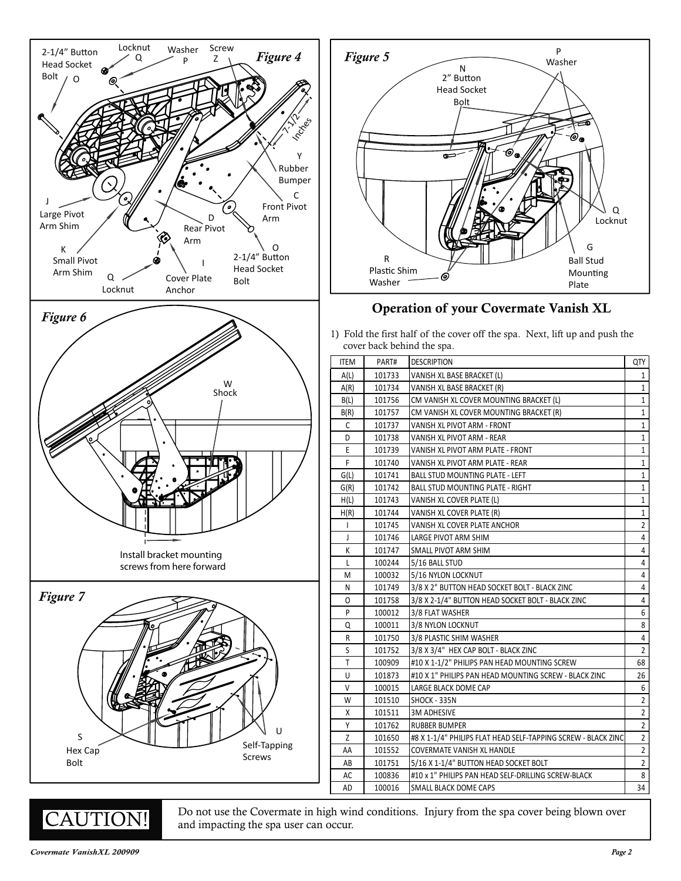*Figure 4*

2-1/4" Button Head Socket Bolt O

Locknut Q

Washer P

Screw Z

7-1/2 Inches

Y Rubber Bumper

C Front Pivot Arm

J Large Pivot Arm Shim

D Rear Pivot Arm

K Small Pivot Arm Shim

Q Locknut

I Cover Plate Anchor

O 2-1/4" Button Head Socket Bolt

*Figure 5*

N 2" Button Head Socket Bolt

P Washer

Q Locknut

G Ball Stud Mounting Plate

R Plastic Shim Washer

*Figure 6*

W Shock

Install bracket mounting screws from here forward

*Figure 7*

S Hex Cap Bolt

U Self-Tapping Screws

## Operation of your Covermate Vanish XL

1) Fold the first half of the cover off the spa. Next, lift up and push the cover back behind the spa.

| ITEM | PART# | DESCRIPTION | QTY |
|---|---|---|---|
| A(L) | 101733 | VANISH XL BASE BRACKET (L) | 1 |
| A(R) | 101734 | VANISH XL BASE BRACKET (R) | 1 |
| B(L) | 101756 | CM VANISH XL COVER MOUNTING BRACKET (L) | 1 |
| B(R) | 101757 | CM VANISH XL COVER MOUNTING BRACKET (R) | 1 |
| C | 101737 | VANISH XL PIVOT ARM - FRONT | 1 |
| D | 101738 | VANISH XL PIVOT ARM - REAR | 1 |
| E | 101739 | VANISH XL PIVOT ARM PLATE - FRONT | 1 |
| F | 101740 | VANISH XL PIVOT ARM PLATE - REAR | 1 |
| G(L) | 101741 | BALL STUD MOUNTING PLATE - LEFT | 1 |
| G(R) | 101742 | BALL STUD MOUNTING PLATE - RIGHT | 1 |
| H(L) | 101743 | VANISH XL COVER PLATE (L) | 1 |
| H(R) | 101744 | VANISH XL COVER PLATE (R) | 1 |
| I | 101745 | VANISH XL COVER PLATE ANCHOR | 2 |
| J | 101746 | LARGE PIVOT ARM SHIM | 4 |
| K | 101747 | SMALL PIVOT ARM SHIM | 4 |
| L | 100244 | 5/16 BALL STUD | 4 |
| M | 100032 | 5/16 NYLON LOCKNUT | 4 |
| N | 101749 | 3/8 X 2" BUTTON HEAD SOCKET BOLT - BLACK ZINC | 4 |
| O | 101758 | 3/8 X 2-1/4" BUTTON HEAD SOCKET BOLT - BLACK ZINC | 4 |
| P | 100012 | 3/8 FLAT WASHER | 6 |
| Q | 100011 | 3/8 NYLON LOCKNUT | 8 |
| R | 101750 | 3/8 PLASTIC SHIM WASHER | 4 |
| S | 101752 | 3/8 X 3/4" HEX CAP BOLT - BLACK ZINC | 2 |
| T | 100909 | #10 X 1-1/2" PHILIPS PAN HEAD MOUNTING SCREW | 68 |
| U | 101873 | #10 X 1" PHILIPS PAN HEAD MOUNTING SCREW - BLACK ZINC | 26 |
| V | 100015 | LARGE BLACK DOME CAP | 6 |
| W | 101510 | SHOCK - 335N | 2 |
| X | 101511 | 3M ADHESIVE | 2 |
| Y | 101762 | RUBBER BUMPER | 2 |
| Z | 101650 | #8 X 1-1/4" PHILIPS FLAT HEAD SELF-TAPPING SCREW - BLACK ZINC | 2 |
| AA | 101552 | COVERMATE VANISH XL HANDLE | 2 |
| AB | 101751 | 5/16 X 1-1/4" BUTTON HEAD SOCKET BOLT | 2 |
| AC | 100836 | #10 x 1" PHILIPS PAN HEAD SELF-DRILLING SCREW-BLACK | 8 |
| AD | 100016 | SMALL BLACK DOME CAPS | 34 |

**CAUTION!** Do not use the Covermate in high wind conditions. Injury from the spa cover being blown over and impacting the spa user can occur.